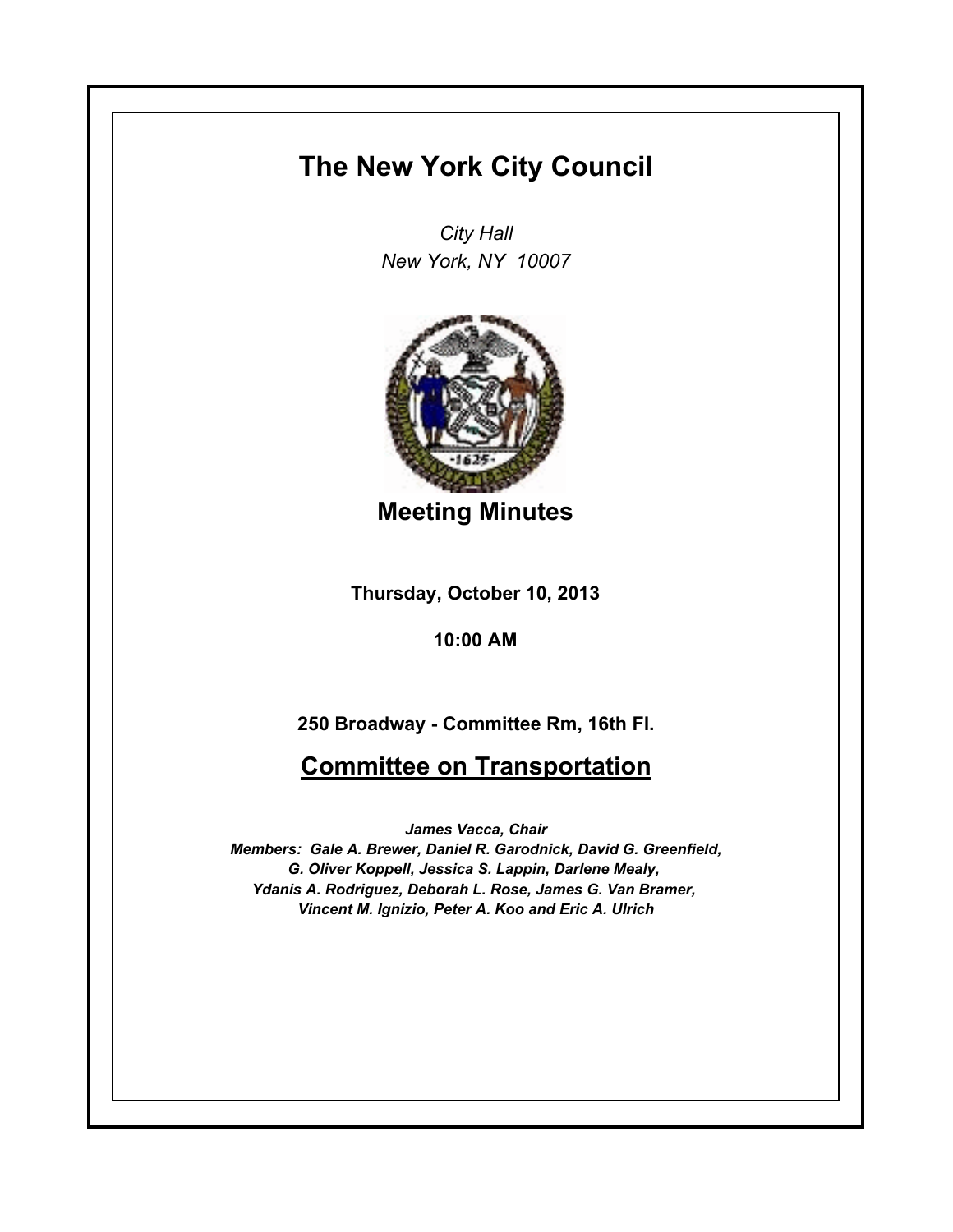# The New York City Council

*City Hall*
*New York, NY 10007*

## Meeting Minutes

**Thursday, October 10, 2013**

**10:00 AM**

**250 Broadway - Committee Rm, 16th Fl.**

## Committee on Transportation

*James Vacca, Chair*
*Members: Gale A. Brewer, Daniel R. Garodnick, David G. Greenfield, G. Oliver Koppell, Jessica S. Lappin, Darlene Mealy, Ydanis A. Rodriguez, Deborah L. Rose, James G. Van Bramer, Vincent M. Ignizio, Peter A. Koo and Eric A. Ulrich*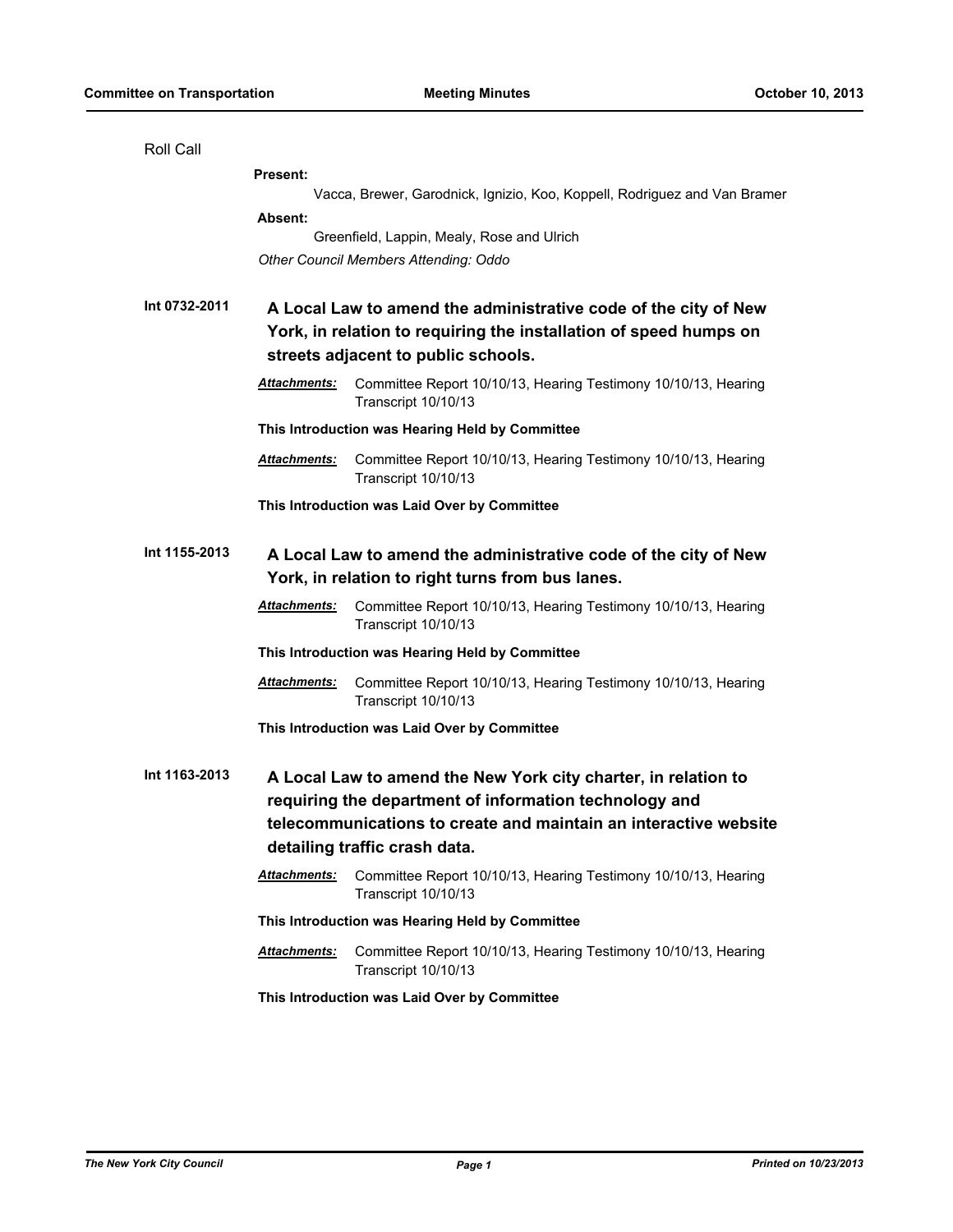Roll Call

**Present:**

Vacca, Brewer, Garodnick, Ignizio, Koo, Koppell, Rodriguez and Van Bramer

**Absent:**

Greenfield, Lappin, Mealy, Rose and Ulrich

*Other Council Members Attending: Oddo*

**Int 0732-2011** **A Local Law to amend the administrative code of the city of New York, in relation to requiring the installation of speed humps on streets adjacent to public schools.**

***Attachments:*** Committee Report 10/10/13, Hearing Testimony 10/10/13, Hearing Transcript 10/10/13

**This Introduction was Hearing Held by Committee**

***Attachments:*** Committee Report 10/10/13, Hearing Testimony 10/10/13, Hearing Transcript 10/10/13

**This Introduction was Laid Over by Committee**

**Int 1155-2013** **A Local Law to amend the administrative code of the city of New York, in relation to right turns from bus lanes.**

***Attachments:*** Committee Report 10/10/13, Hearing Testimony 10/10/13, Hearing Transcript 10/10/13

**This Introduction was Hearing Held by Committee**

***Attachments:*** Committee Report 10/10/13, Hearing Testimony 10/10/13, Hearing Transcript 10/10/13

**This Introduction was Laid Over by Committee**

**Int 1163-2013** **A Local Law to amend the New York city charter, in relation to requiring the department of information technology and telecommunications to create and maintain an interactive website detailing traffic crash data.**

***Attachments:*** Committee Report 10/10/13, Hearing Testimony 10/10/13, Hearing Transcript 10/10/13

**This Introduction was Hearing Held by Committee**

***Attachments:*** Committee Report 10/10/13, Hearing Testimony 10/10/13, Hearing Transcript 10/10/13

**This Introduction was Laid Over by Committee**